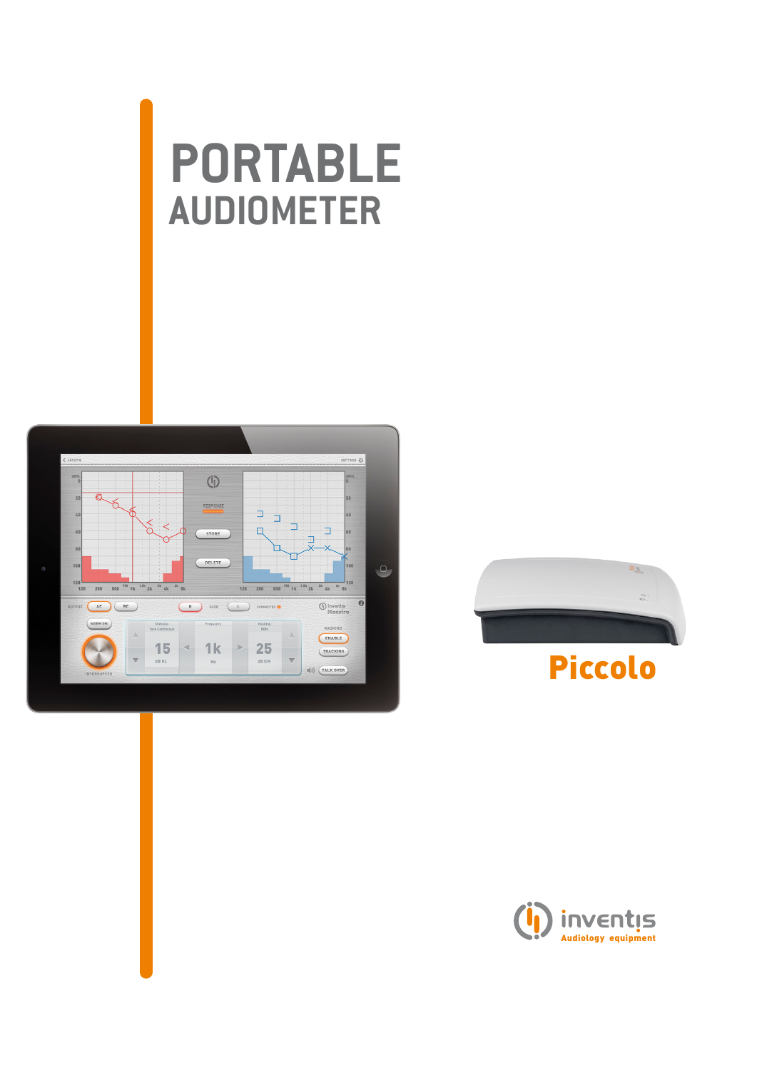# PORTABLE

## AUDIOMETER

**Piccolo**

inventis

Audiology equipment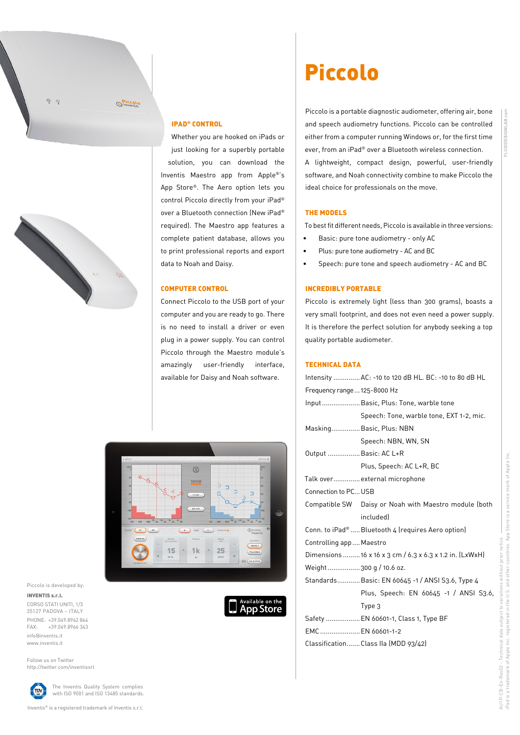# Piccolo

Piccolo is a portable diagnostic audiometer, offering air, bone and speech audiometry functions. Piccolo can be controlled either from a computer running Windows or, for the first time ever, from an iPad® over a Bluetooth wireless connection.

A lightweight, compact design, powerful, user-friendly software, and Noah connectivity combine to make Piccolo the ideal choice for professionals on the move.

## THE MODELS

To best fit different needs, Piccolo is available in three versions:

- Basic: pure tone audiometry - only AC
- Plus: pure tone audiometry - AC and BC
- Speech: pure tone and speech audiometry - AC and BC

## INCREDIBLY PORTABLE

Piccolo is extremely light (less than 300 grams), boasts a very small footprint, and does not even need a power supply. It is therefore the perfect solution for anybody seeking a top quality portable audiometer.

## IPAD® CONTROL

Whether you are hooked on iPads or just looking for a superbly portable solution, you can download the Inventis Maestro app from Apple®'s App Store®. The Aero option lets you control Piccolo directly from your iPad® over a Bluetooth connection (New iPad® required). The Maestro app features a complete patient database, allows you to print professional reports and export data to Noah and Daisy.

## COMPUTER CONTROL

Connect Piccolo to the USB port of your computer and you are ready to go. There is no need to install a driver or even plug in a power supply. You can control Piccolo through the Maestro module's amazingly user-friendly interface, available for Daisy and Noah software.

## TECHNICAL DATA

| | |
|---|---|
| Intensity | AC: -10 to 120 dB HL. BC: -10 to 80 dB HL |
| Frequency range | 125-8000 Hz |
| Input | Basic, Plus: Tone, warble tone<br>Speech: Tone, warble tone, EXT 1-2, mic. |
| Masking | Basic, Plus: NBN<br>Speech: NBN, WN, SN |
| Output | Basic: AC L+R<br>Plus, Speech: AC L+R, BC |
| Talk over | external microphone |
| Connection to PC | USB |
| Compatible SW | Daisy or Noah with Maestro module (both included) |
| Conn. to iPad® | Bluetooth 4 (requires Aero option) |
| Controlling app | Maestro |
| Dimensions | 16 x 16 x 3 cm / 6.3 x 6.3 x 1.2 in. (LxWxH) |
| Weight | 300 g / 10.6 oz. |
| Standards | Basic: EN 60645 -1 / ANSI S3.6, Type 4<br>Plus, Speech: EN 60645 -1 / ANSI S3.6, Type 3 |
| Safety | EN 60601-1, Class 1, Type BF |
| EMC | EN 60601-1-2 |
| Classification | Class IIa (MDD 93/42) |

Available on the App Store

Piccolo is developed by:

**INVENTIS s.r.l.**
CORSO STATI UNITI, 1/3
35127 PADOVA – ITALY
PHONE: +39.049.8962 844
FAX: +39.049.8966 343
info@inventis.it
www.inventis.it

Follow us on Twitter
http://twitter.com/inventissrl

The Inventis Quality System complies with ISO 9001 and ISO 13485 standards.

Inventis® is a registered trademark of Inventis s.r.l.

AU1P-CB-En-Rev02 - Technical data subject to variations without prior notice
iPad is a trademark of Apple Inc. registered in the U.S. and other countries. App Store is a service mark of Apple Inc.

FLUIDDESIGNLAB.com